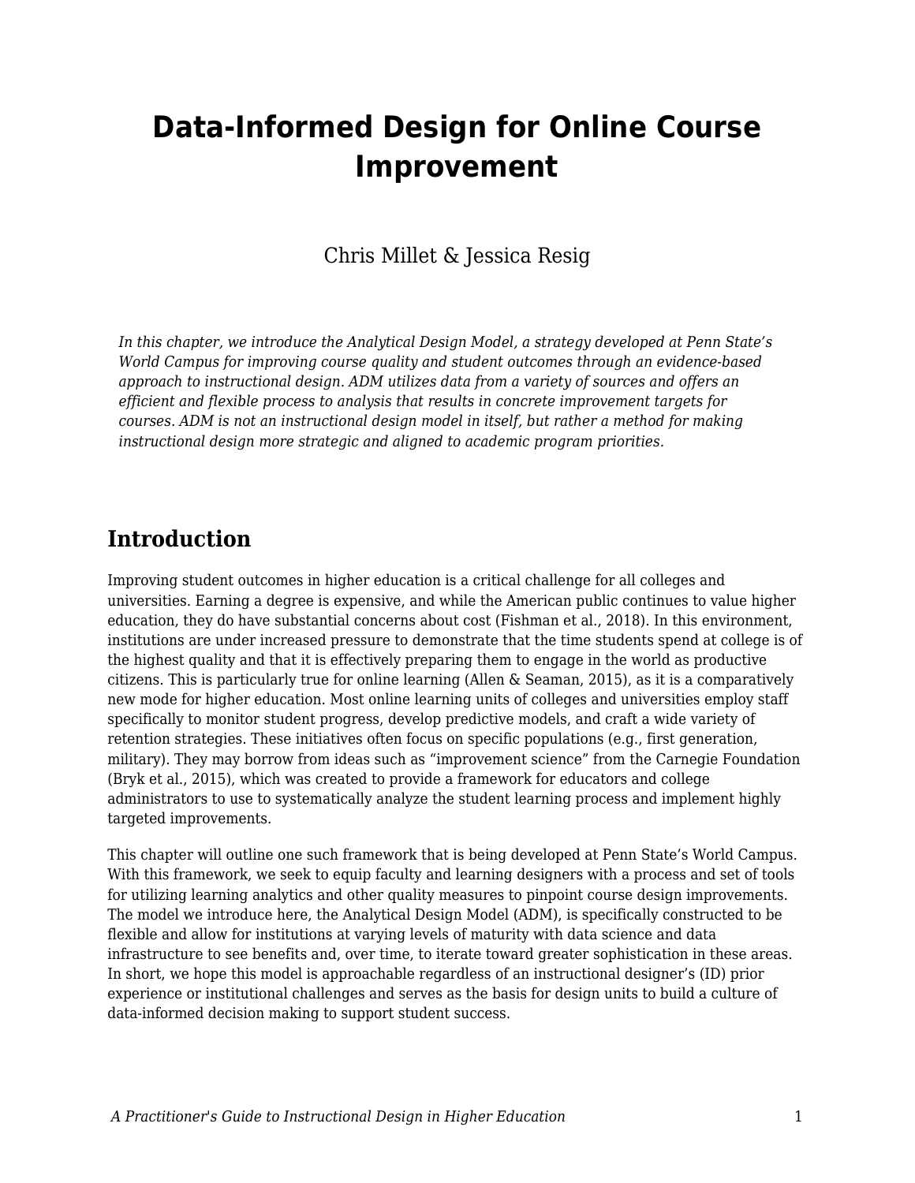# Data-Informed Design for Online Course Improvement

Chris Millet & Jessica Resig

*In this chapter, we introduce the Analytical Design Model, a strategy developed at Penn State's World Campus for improving course quality and student outcomes through an evidence-based approach to instructional design. ADM utilizes data from a variety of sources and offers an efficient and flexible process to analysis that results in concrete improvement targets for courses. ADM is not an instructional design model in itself, but rather a method for making instructional design more strategic and aligned to academic program priorities.*

## Introduction

Improving student outcomes in higher education is a critical challenge for all colleges and universities. Earning a degree is expensive, and while the American public continues to value higher education, they do have substantial concerns about cost (Fishman et al., 2018). In this environment, institutions are under increased pressure to demonstrate that the time students spend at college is of the highest quality and that it is effectively preparing them to engage in the world as productive citizens. This is particularly true for online learning (Allen & Seaman, 2015), as it is a comparatively new mode for higher education. Most online learning units of colleges and universities employ staff specifically to monitor student progress, develop predictive models, and craft a wide variety of retention strategies. These initiatives often focus on specific populations (e.g., first generation, military). They may borrow from ideas such as "improvement science" from the Carnegie Foundation (Bryk et al., 2015), which was created to provide a framework for educators and college administrators to use to systematically analyze the student learning process and implement highly targeted improvements.

This chapter will outline one such framework that is being developed at Penn State's World Campus. With this framework, we seek to equip faculty and learning designers with a process and set of tools for utilizing learning analytics and other quality measures to pinpoint course design improvements. The model we introduce here, the Analytical Design Model (ADM), is specifically constructed to be flexible and allow for institutions at varying levels of maturity with data science and data infrastructure to see benefits and, over time, to iterate toward greater sophistication in these areas. In short, we hope this model is approachable regardless of an instructional designer's (ID) prior experience or institutional challenges and serves as the basis for design units to build a culture of data-informed decision making to support student success.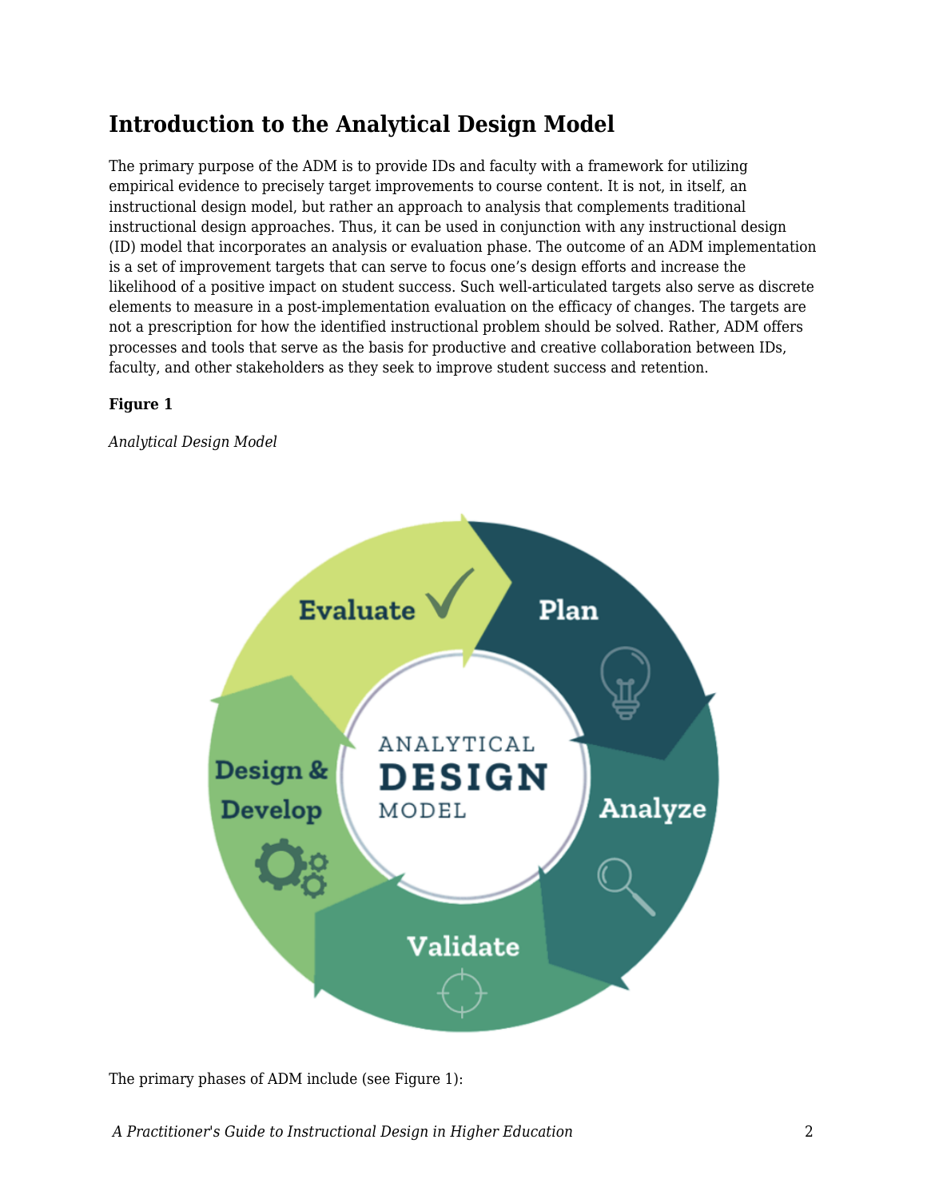## Introduction to the Analytical Design Model

The primary purpose of the ADM is to provide IDs and faculty with a framework for utilizing empirical evidence to precisely target improvements to course content. It is not, in itself, an instructional design model, but rather an approach to analysis that complements traditional instructional design approaches. Thus, it can be used in conjunction with any instructional design (ID) model that incorporates an analysis or evaluation phase. The outcome of an ADM implementation is a set of improvement targets that can serve to focus one's design efforts and increase the likelihood of a positive impact on student success. Such well-articulated targets also serve as discrete elements to measure in a post-implementation evaluation on the efficacy of changes. The targets are not a prescription for how the identified instructional problem should be solved. Rather, ADM offers processes and tools that serve as the basis for productive and creative collaboration between IDs, faculty, and other stakeholders as they seek to improve student success and retention.

**Figure 1**

*Analytical Design Model*

The primary phases of ADM include (see Figure 1):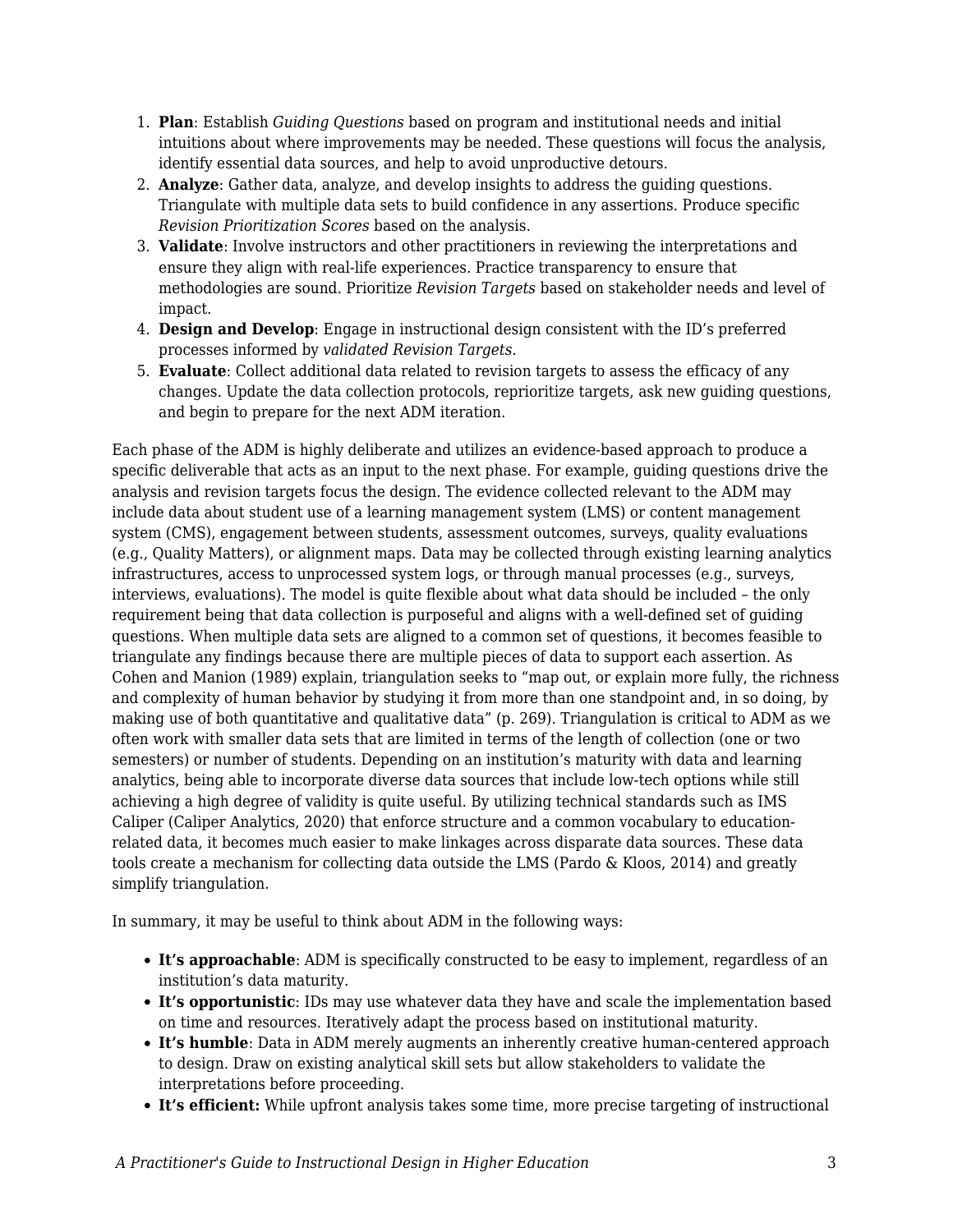1. **Plan**: Establish *Guiding Questions* based on program and institutional needs and initial intuitions about where improvements may be needed. These questions will focus the analysis, identify essential data sources, and help to avoid unproductive detours.
2. **Analyze**: Gather data, analyze, and develop insights to address the guiding questions. Triangulate with multiple data sets to build confidence in any assertions. Produce specific *Revision Prioritization Scores* based on the analysis.
3. **Validate**: Involve instructors and other practitioners in reviewing the interpretations and ensure they align with real-life experiences. Practice transparency to ensure that methodologies are sound. Prioritize *Revision Targets* based on stakeholder needs and level of impact.
4. **Design and Develop**: Engage in instructional design consistent with the ID's preferred processes informed by *validated Revision Targets*.
5. **Evaluate**: Collect additional data related to revision targets to assess the efficacy of any changes. Update the data collection protocols, reprioritize targets, ask new guiding questions, and begin to prepare for the next ADM iteration.

Each phase of the ADM is highly deliberate and utilizes an evidence-based approach to produce a specific deliverable that acts as an input to the next phase. For example, guiding questions drive the analysis and revision targets focus the design. The evidence collected relevant to the ADM may include data about student use of a learning management system (LMS) or content management system (CMS), engagement between students, assessment outcomes, surveys, quality evaluations (e.g., Quality Matters), or alignment maps. Data may be collected through existing learning analytics infrastructures, access to unprocessed system logs, or through manual processes (e.g., surveys, interviews, evaluations). The model is quite flexible about what data should be included – the only requirement being that data collection is purposeful and aligns with a well-defined set of guiding questions. When multiple data sets are aligned to a common set of questions, it becomes feasible to triangulate any findings because there are multiple pieces of data to support each assertion. As Cohen and Manion (1989) explain, triangulation seeks to "map out, or explain more fully, the richness and complexity of human behavior by studying it from more than one standpoint and, in so doing, by making use of both quantitative and qualitative data" (p. 269). Triangulation is critical to ADM as we often work with smaller data sets that are limited in terms of the length of collection (one or two semesters) or number of students. Depending on an institution's maturity with data and learning analytics, being able to incorporate diverse data sources that include low-tech options while still achieving a high degree of validity is quite useful. By utilizing technical standards such as IMS Caliper (Caliper Analytics, 2020) that enforce structure and a common vocabulary to education-related data, it becomes much easier to make linkages across disparate data sources. These data tools create a mechanism for collecting data outside the LMS (Pardo & Kloos, 2014) and greatly simplify triangulation.

In summary, it may be useful to think about ADM in the following ways:

- **It's approachable**: ADM is specifically constructed to be easy to implement, regardless of an institution's data maturity.
- **It's opportunistic**: IDs may use whatever data they have and scale the implementation based on time and resources. Iteratively adapt the process based on institutional maturity.
- **It's humble**: Data in ADM merely augments an inherently creative human-centered approach to design. Draw on existing analytical skill sets but allow stakeholders to validate the interpretations before proceeding.
- **It's efficient:** While upfront analysis takes some time, more precise targeting of instructional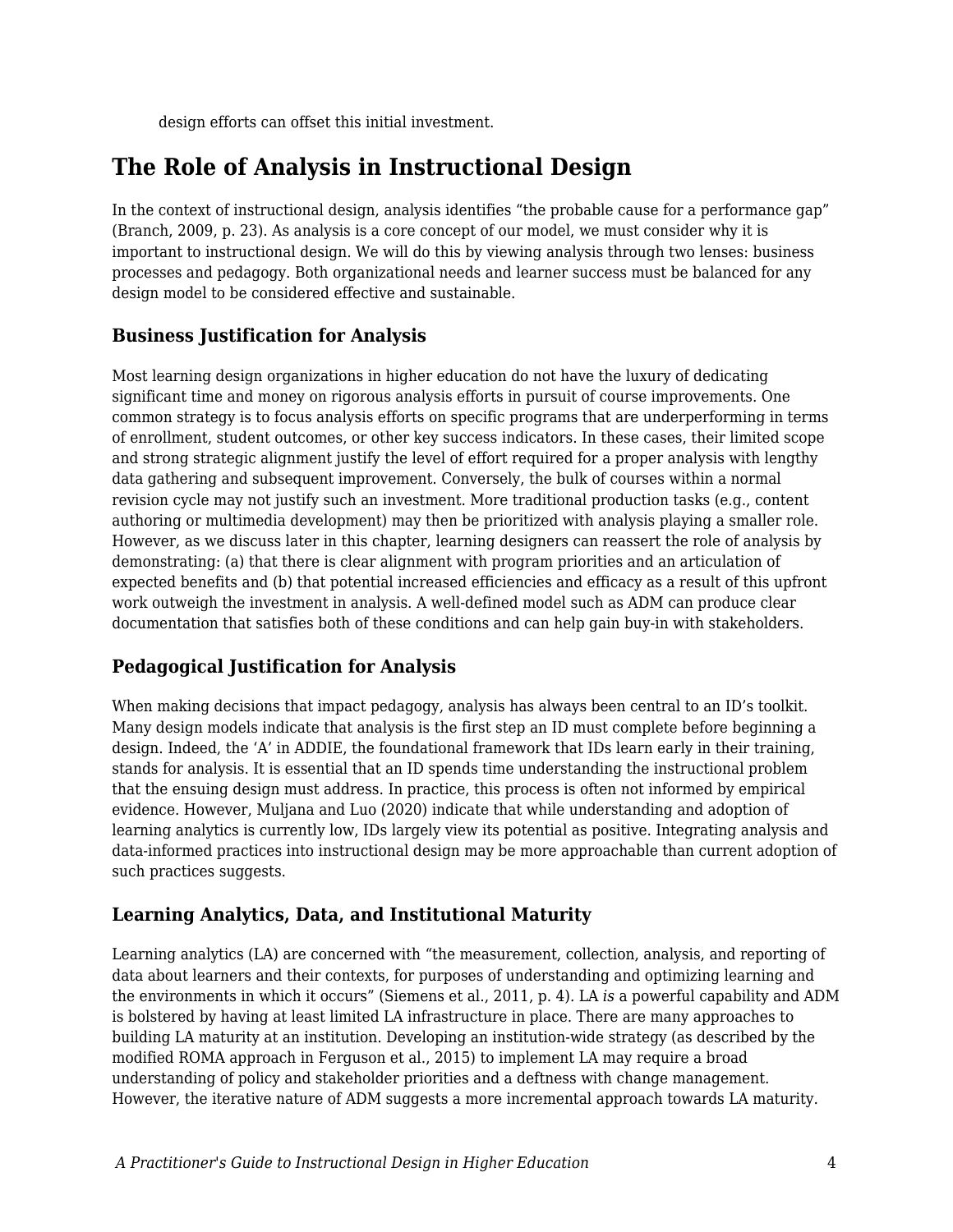design efforts can offset this initial investment.

## The Role of Analysis in Instructional Design

In the context of instructional design, analysis identifies "the probable cause for a performance gap" (Branch, 2009, p. 23). As analysis is a core concept of our model, we must consider why it is important to instructional design. We will do this by viewing analysis through two lenses: business processes and pedagogy. Both organizational needs and learner success must be balanced for any design model to be considered effective and sustainable.

### Business Justification for Analysis

Most learning design organizations in higher education do not have the luxury of dedicating significant time and money on rigorous analysis efforts in pursuit of course improvements. One common strategy is to focus analysis efforts on specific programs that are underperforming in terms of enrollment, student outcomes, or other key success indicators. In these cases, their limited scope and strong strategic alignment justify the level of effort required for a proper analysis with lengthy data gathering and subsequent improvement. Conversely, the bulk of courses within a normal revision cycle may not justify such an investment. More traditional production tasks (e.g., content authoring or multimedia development) may then be prioritized with analysis playing a smaller role. However, as we discuss later in this chapter, learning designers can reassert the role of analysis by demonstrating: (a) that there is clear alignment with program priorities and an articulation of expected benefits and (b) that potential increased efficiencies and efficacy as a result of this upfront work outweigh the investment in analysis. A well-defined model such as ADM can produce clear documentation that satisfies both of these conditions and can help gain buy-in with stakeholders.

### Pedagogical Justification for Analysis

When making decisions that impact pedagogy, analysis has always been central to an ID's toolkit. Many design models indicate that analysis is the first step an ID must complete before beginning a design. Indeed, the 'A' in ADDIE, the foundational framework that IDs learn early in their training, stands for analysis. It is essential that an ID spends time understanding the instructional problem that the ensuing design must address. In practice, this process is often not informed by empirical evidence. However, Muljana and Luo (2020) indicate that while understanding and adoption of learning analytics is currently low, IDs largely view its potential as positive. Integrating analysis and data-informed practices into instructional design may be more approachable than current adoption of such practices suggests.

### Learning Analytics, Data, and Institutional Maturity

Learning analytics (LA) are concerned with "the measurement, collection, analysis, and reporting of data about learners and their contexts, for purposes of understanding and optimizing learning and the environments in which it occurs" (Siemens et al., 2011, p. 4). LA *is* a powerful capability and ADM is bolstered by having at least limited LA infrastructure in place. There are many approaches to building LA maturity at an institution. Developing an institution-wide strategy (as described by the modified ROMA approach in Ferguson et al., 2015) to implement LA may require a broad understanding of policy and stakeholder priorities and a deftness with change management. However, the iterative nature of ADM suggests a more incremental approach towards LA maturity.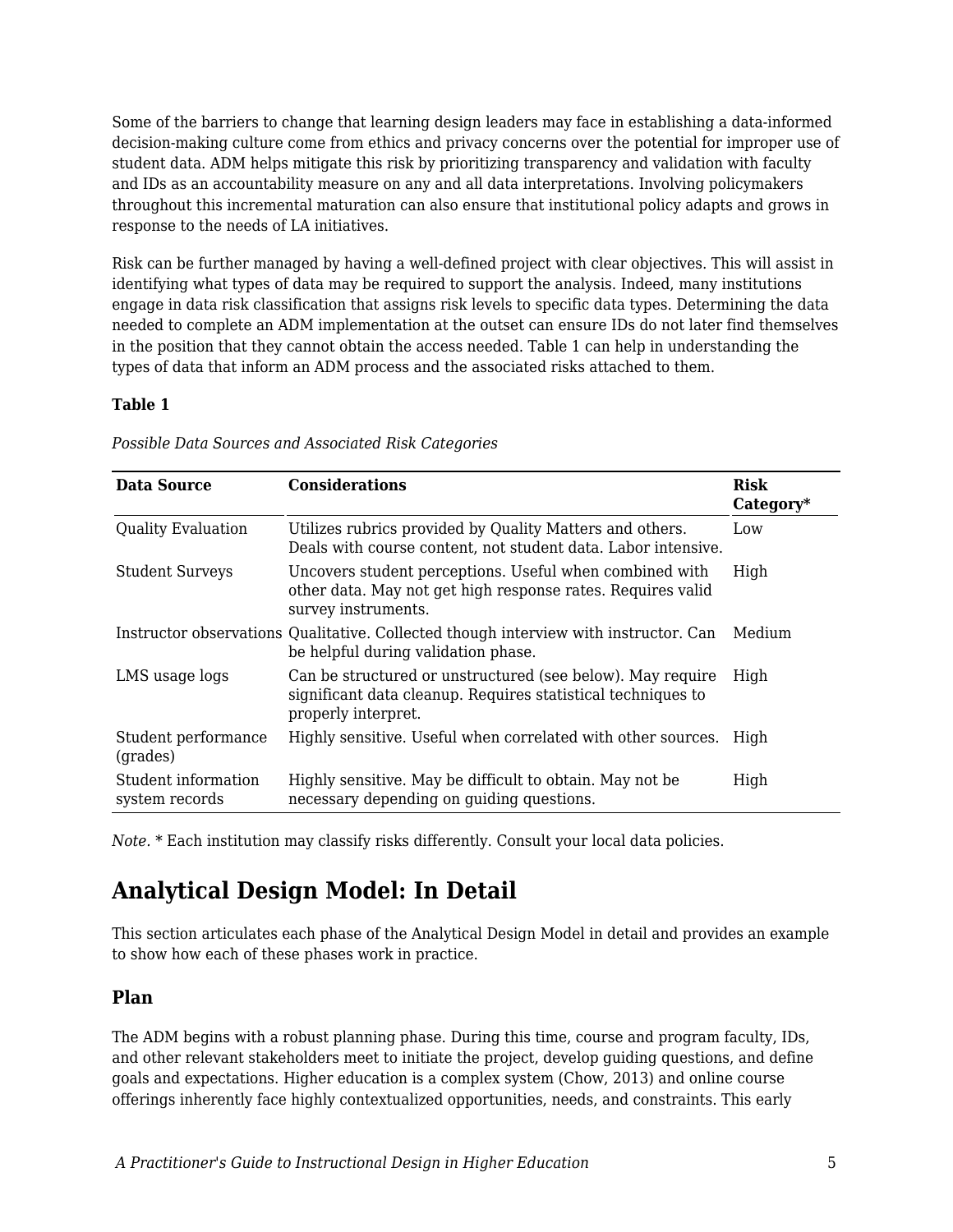Some of the barriers to change that learning design leaders may face in establishing a data-informed decision-making culture come from ethics and privacy concerns over the potential for improper use of student data. ADM helps mitigate this risk by prioritizing transparency and validation with faculty and IDs as an accountability measure on any and all data interpretations. Involving policymakers throughout this incremental maturation can also ensure that institutional policy adapts and grows in response to the needs of LA initiatives.

Risk can be further managed by having a well-defined project with clear objectives. This will assist in identifying what types of data may be required to support the analysis. Indeed, many institutions engage in data risk classification that assigns risk levels to specific data types. Determining the data needed to complete an ADM implementation at the outset can ensure IDs do not later find themselves in the position that they cannot obtain the access needed. Table 1 can help in understanding the types of data that inform an ADM process and the associated risks attached to them.

**Table 1**

*Possible Data Sources and Associated Risk Categories*

| Data Source | Considerations | Risk Category* |
| --- | --- | --- |
| Quality Evaluation | Utilizes rubrics provided by Quality Matters and others. Deals with course content, not student data. Labor intensive. | Low |
| Student Surveys | Uncovers student perceptions. Useful when combined with other data. May not get high response rates. Requires valid survey instruments. | High |
| Instructor observations | Qualitative. Collected though interview with instructor. Can be helpful during validation phase. | Medium |
| LMS usage logs | Can be structured or unstructured (see below). May require significant data cleanup. Requires statistical techniques to properly interpret. | High |
| Student performance (grades) | Highly sensitive. Useful when correlated with other sources. | High |
| Student information system records | Highly sensitive. May be difficult to obtain. May not be necessary depending on guiding questions. | High |

*Note.* * Each institution may classify risks differently. Consult your local data policies.

## Analytical Design Model: In Detail

This section articulates each phase of the Analytical Design Model in detail and provides an example to show how each of these phases work in practice.

### Plan

The ADM begins with a robust planning phase. During this time, course and program faculty, IDs, and other relevant stakeholders meet to initiate the project, develop guiding questions, and define goals and expectations. Higher education is a complex system (Chow, 2013) and online course offerings inherently face highly contextualized opportunities, needs, and constraints. This early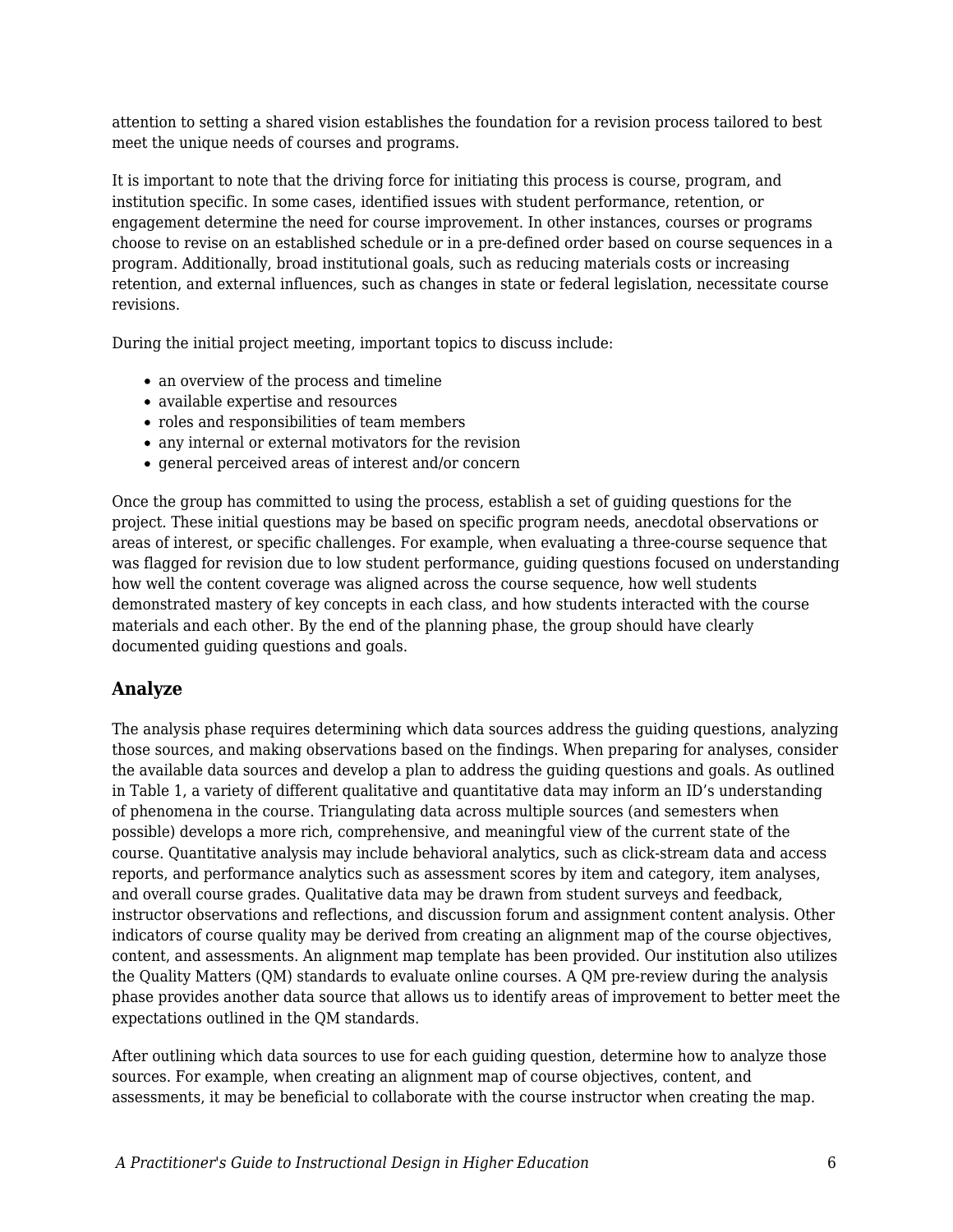attention to setting a shared vision establishes the foundation for a revision process tailored to best meet the unique needs of courses and programs.

It is important to note that the driving force for initiating this process is course, program, and institution specific. In some cases, identified issues with student performance, retention, or engagement determine the need for course improvement. In other instances, courses or programs choose to revise on an established schedule or in a pre-defined order based on course sequences in a program. Additionally, broad institutional goals, such as reducing materials costs or increasing retention, and external influences, such as changes in state or federal legislation, necessitate course revisions.

During the initial project meeting, important topics to discuss include:

- an overview of the process and timeline
- available expertise and resources
- roles and responsibilities of team members
- any internal or external motivators for the revision
- general perceived areas of interest and/or concern

Once the group has committed to using the process, establish a set of guiding questions for the project. These initial questions may be based on specific program needs, anecdotal observations or areas of interest, or specific challenges. For example, when evaluating a three-course sequence that was flagged for revision due to low student performance, guiding questions focused on understanding how well the content coverage was aligned across the course sequence, how well students demonstrated mastery of key concepts in each class, and how students interacted with the course materials and each other. By the end of the planning phase, the group should have clearly documented guiding questions and goals.

### Analyze

The analysis phase requires determining which data sources address the guiding questions, analyzing those sources, and making observations based on the findings. When preparing for analyses, consider the available data sources and develop a plan to address the guiding questions and goals. As outlined in Table 1, a variety of different qualitative and quantitative data may inform an ID's understanding of phenomena in the course. Triangulating data across multiple sources (and semesters when possible) develops a more rich, comprehensive, and meaningful view of the current state of the course. Quantitative analysis may include behavioral analytics, such as click-stream data and access reports, and performance analytics such as assessment scores by item and category, item analyses, and overall course grades. Qualitative data may be drawn from student surveys and feedback, instructor observations and reflections, and discussion forum and assignment content analysis. Other indicators of course quality may be derived from creating an alignment map of the course objectives, content, and assessments. An alignment map template has been provided. Our institution also utilizes the Quality Matters (QM) standards to evaluate online courses. A QM pre-review during the analysis phase provides another data source that allows us to identify areas of improvement to better meet the expectations outlined in the QM standards.

After outlining which data sources to use for each guiding question, determine how to analyze those sources. For example, when creating an alignment map of course objectives, content, and assessments, it may be beneficial to collaborate with the course instructor when creating the map.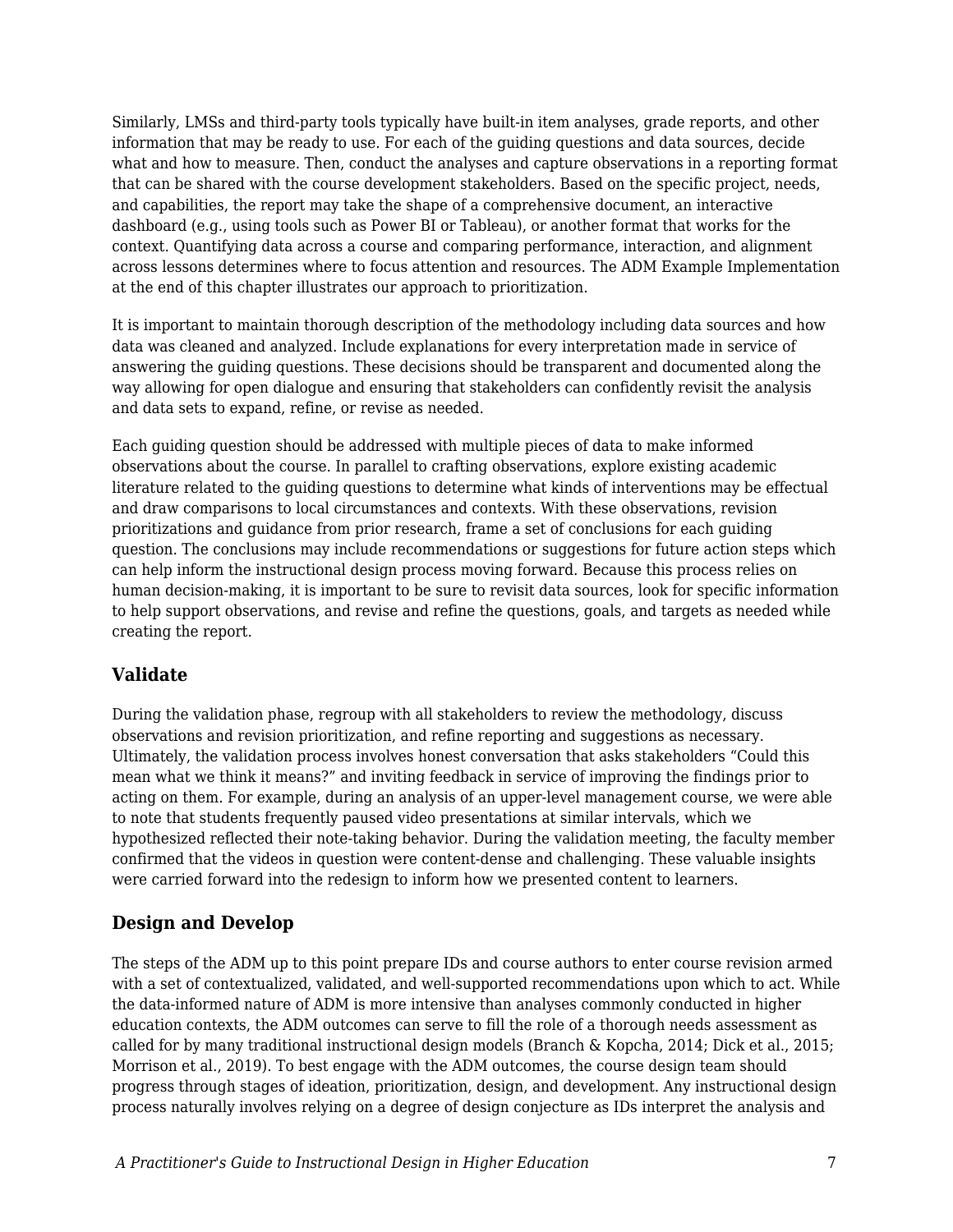Similarly, LMSs and third-party tools typically have built-in item analyses, grade reports, and other information that may be ready to use. For each of the guiding questions and data sources, decide what and how to measure. Then, conduct the analyses and capture observations in a reporting format that can be shared with the course development stakeholders. Based on the specific project, needs, and capabilities, the report may take the shape of a comprehensive document, an interactive dashboard (e.g., using tools such as Power BI or Tableau), or another format that works for the context. Quantifying data across a course and comparing performance, interaction, and alignment across lessons determines where to focus attention and resources. The ADM Example Implementation at the end of this chapter illustrates our approach to prioritization.

It is important to maintain thorough description of the methodology including data sources and how data was cleaned and analyzed. Include explanations for every interpretation made in service of answering the guiding questions. These decisions should be transparent and documented along the way allowing for open dialogue and ensuring that stakeholders can confidently revisit the analysis and data sets to expand, refine, or revise as needed.

Each guiding question should be addressed with multiple pieces of data to make informed observations about the course. In parallel to crafting observations, explore existing academic literature related to the guiding questions to determine what kinds of interventions may be effectual and draw comparisons to local circumstances and contexts. With these observations, revision prioritizations and guidance from prior research, frame a set of conclusions for each guiding question. The conclusions may include recommendations or suggestions for future action steps which can help inform the instructional design process moving forward. Because this process relies on human decision-making, it is important to be sure to revisit data sources, look for specific information to help support observations, and revise and refine the questions, goals, and targets as needed while creating the report.

### Validate

During the validation phase, regroup with all stakeholders to review the methodology, discuss observations and revision prioritization, and refine reporting and suggestions as necessary. Ultimately, the validation process involves honest conversation that asks stakeholders "Could this mean what we think it means?" and inviting feedback in service of improving the findings prior to acting on them. For example, during an analysis of an upper-level management course, we were able to note that students frequently paused video presentations at similar intervals, which we hypothesized reflected their note-taking behavior. During the validation meeting, the faculty member confirmed that the videos in question were content-dense and challenging. These valuable insights were carried forward into the redesign to inform how we presented content to learners.

### Design and Develop

The steps of the ADM up to this point prepare IDs and course authors to enter course revision armed with a set of contextualized, validated, and well-supported recommendations upon which to act. While the data-informed nature of ADM is more intensive than analyses commonly conducted in higher education contexts, the ADM outcomes can serve to fill the role of a thorough needs assessment as called for by many traditional instructional design models (Branch & Kopcha, 2014; Dick et al., 2015; Morrison et al., 2019). To best engage with the ADM outcomes, the course design team should progress through stages of ideation, prioritization, design, and development. Any instructional design process naturally involves relying on a degree of design conjecture as IDs interpret the analysis and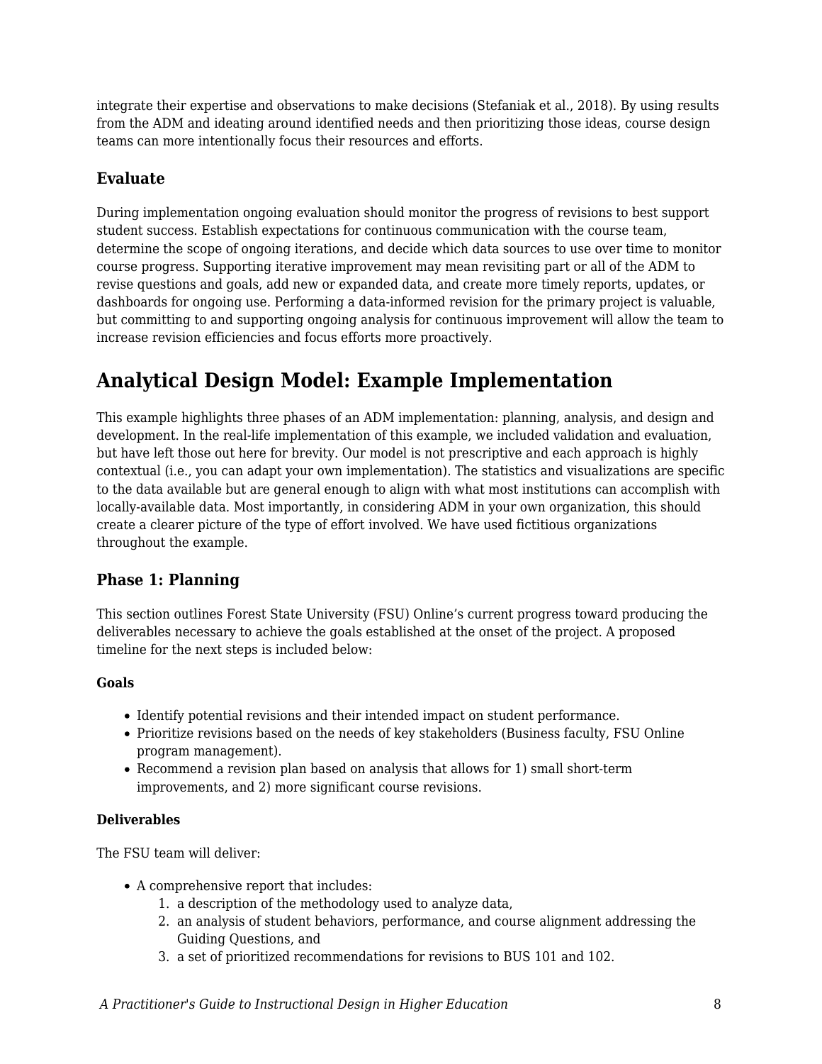integrate their expertise and observations to make decisions (Stefaniak et al., 2018). By using results from the ADM and ideating around identified needs and then prioritizing those ideas, course design teams can more intentionally focus their resources and efforts.

### Evaluate

During implementation ongoing evaluation should monitor the progress of revisions to best support student success. Establish expectations for continuous communication with the course team, determine the scope of ongoing iterations, and decide which data sources to use over time to monitor course progress. Supporting iterative improvement may mean revisiting part or all of the ADM to revise questions and goals, add new or expanded data, and create more timely reports, updates, or dashboards for ongoing use. Performing a data-informed revision for the primary project is valuable, but committing to and supporting ongoing analysis for continuous improvement will allow the team to increase revision efficiencies and focus efforts more proactively.

## Analytical Design Model: Example Implementation

This example highlights three phases of an ADM implementation: planning, analysis, and design and development. In the real-life implementation of this example, we included validation and evaluation, but have left those out here for brevity. Our model is not prescriptive and each approach is highly contextual (i.e., you can adapt your own implementation). The statistics and visualizations are specific to the data available but are general enough to align with what most institutions can accomplish with locally-available data. Most importantly, in considering ADM in your own organization, this should create a clearer picture of the type of effort involved. We have used fictitious organizations throughout the example.

### Phase 1: Planning

This section outlines Forest State University (FSU) Online's current progress toward producing the deliverables necessary to achieve the goals established at the onset of the project. A proposed timeline for the next steps is included below:

**Goals**

- Identify potential revisions and their intended impact on student performance.
- Prioritize revisions based on the needs of key stakeholders (Business faculty, FSU Online program management).
- Recommend a revision plan based on analysis that allows for 1) small short-term improvements, and 2) more significant course revisions.

**Deliverables**

The FSU team will deliver:

- A comprehensive report that includes:
    1. a description of the methodology used to analyze data,
    2. an analysis of student behaviors, performance, and course alignment addressing the Guiding Questions, and
    3. a set of prioritized recommendations for revisions to BUS 101 and 102.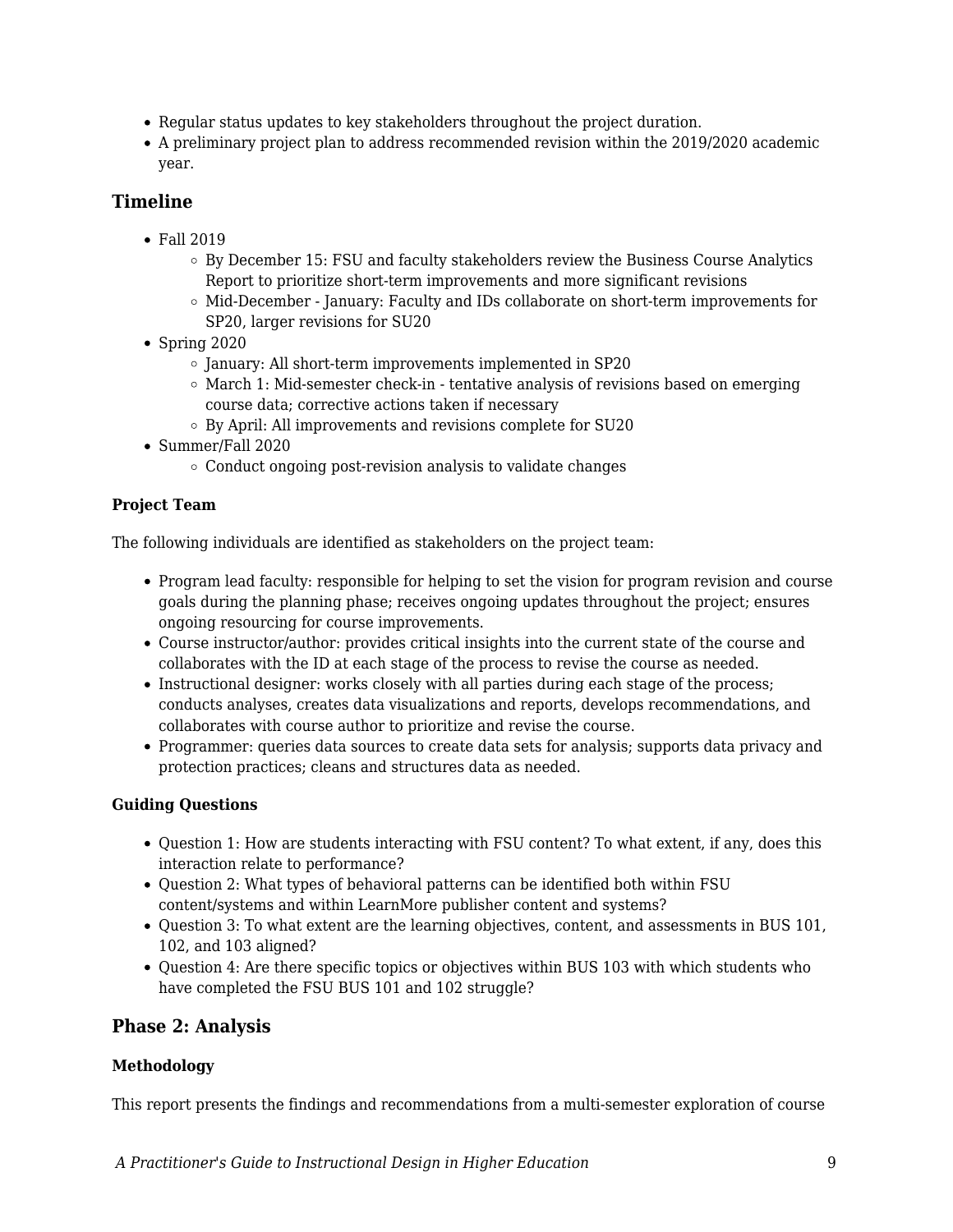- Regular status updates to key stakeholders throughout the project duration.
- A preliminary project plan to address recommended revision within the 2019/2020 academic year.

### Timeline

- Fall 2019
  - By December 15: FSU and faculty stakeholders review the Business Course Analytics Report to prioritize short-term improvements and more significant revisions
  - Mid-December - January: Faculty and IDs collaborate on short-term improvements for SP20, larger revisions for SU20
- Spring 2020
  - January: All short-term improvements implemented in SP20
  - March 1: Mid-semester check-in - tentative analysis of revisions based on emerging course data; corrective actions taken if necessary
  - By April: All improvements and revisions complete for SU20
- Summer/Fall 2020
  - Conduct ongoing post-revision analysis to validate changes

#### Project Team

The following individuals are identified as stakeholders on the project team:

- Program lead faculty: responsible for helping to set the vision for program revision and course goals during the planning phase; receives ongoing updates throughout the project; ensures ongoing resourcing for course improvements.
- Course instructor/author: provides critical insights into the current state of the course and collaborates with the ID at each stage of the process to revise the course as needed.
- Instructional designer: works closely with all parties during each stage of the process; conducts analyses, creates data visualizations and reports, develops recommendations, and collaborates with course author to prioritize and revise the course.
- Programmer: queries data sources to create data sets for analysis; supports data privacy and protection practices; cleans and structures data as needed.

#### Guiding Questions

- Question 1: How are students interacting with FSU content? To what extent, if any, does this interaction relate to performance?
- Question 2: What types of behavioral patterns can be identified both within FSU content/systems and within LearnMore publisher content and systems?
- Question 3: To what extent are the learning objectives, content, and assessments in BUS 101, 102, and 103 aligned?
- Question 4: Are there specific topics or objectives within BUS 103 with which students who have completed the FSU BUS 101 and 102 struggle?

### Phase 2: Analysis

#### Methodology

This report presents the findings and recommendations from a multi-semester exploration of course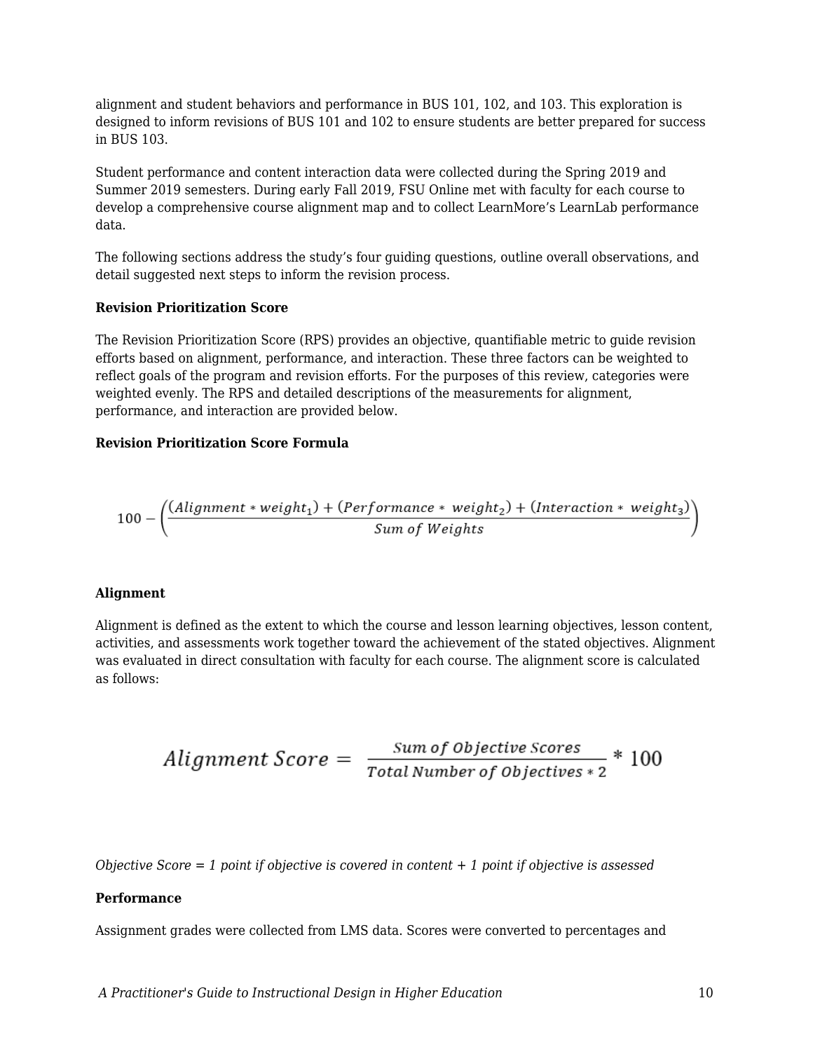alignment and student behaviors and performance in BUS 101, 102, and 103. This exploration is designed to inform revisions of BUS 101 and 102 to ensure students are better prepared for success in BUS 103.

Student performance and content interaction data were collected during the Spring 2019 and Summer 2019 semesters. During early Fall 2019, FSU Online met with faculty for each course to develop a comprehensive course alignment map and to collect LearnMore's LearnLab performance data.

The following sections address the study's four guiding questions, outline overall observations, and detail suggested next steps to inform the revision process.

**Revision Prioritization Score**

The Revision Prioritization Score (RPS) provides an objective, quantifiable metric to guide revision efforts based on alignment, performance, and interaction. These three factors can be weighted to reflect goals of the program and revision efforts. For the purposes of this review, categories were weighted evenly. The RPS and detailed descriptions of the measurements for alignment, performance, and interaction are provided below.

**Revision Prioritization Score Formula**

$$100 - \left(\frac{(Alignment * weight_1) + (Performance * weight_2) + (Interaction * weight_3)}{Sum\ of\ Weights}\right)$$

**Alignment**

Alignment is defined as the extent to which the course and lesson learning objectives, lesson content, activities, and assessments work together toward the achievement of the stated objectives. Alignment was evaluated in direct consultation with faculty for each course. The alignment score is calculated as follows:

$$Alignment\ Score = \frac{Sum\ of\ Objective\ Scores}{Total\ Number\ of\ Objectives * 2} * 100$$

*Objective Score = 1 point if objective is covered in content + 1 point if objective is assessed*

**Performance**

Assignment grades were collected from LMS data. Scores were converted to percentages and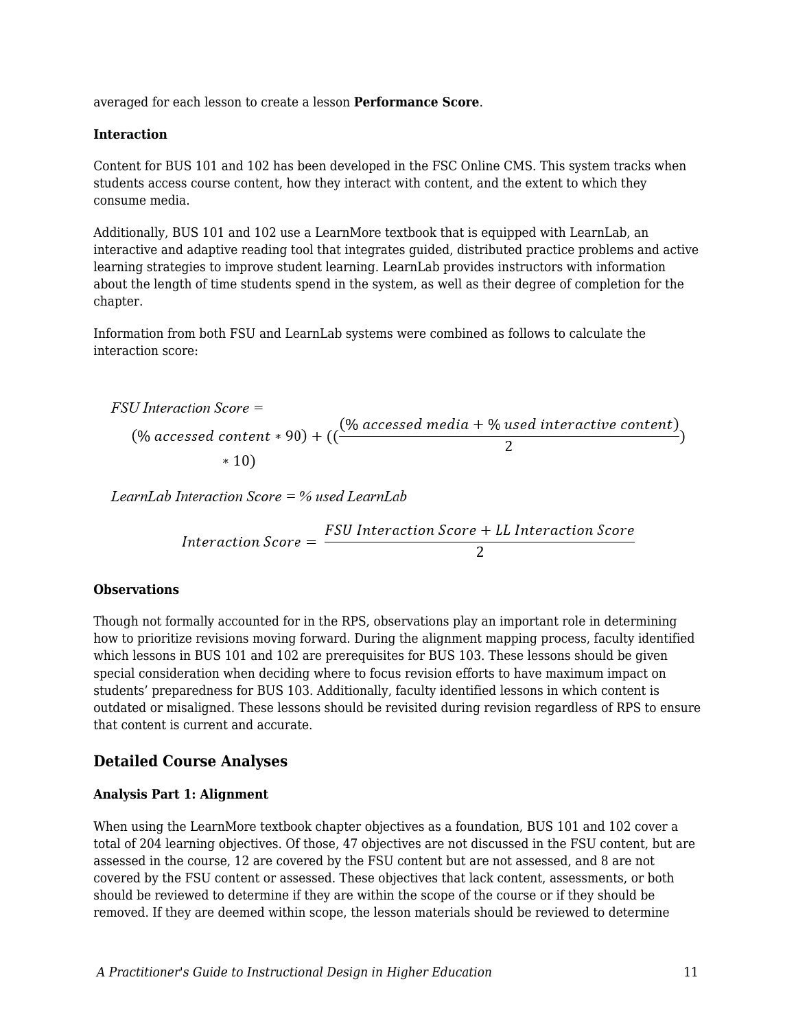averaged for each lesson to create a lesson **Performance Score**.

**Interaction**

Content for BUS 101 and 102 has been developed in the FSC Online CMS. This system tracks when students access course content, how they interact with content, and the extent to which they consume media.

Additionally, BUS 101 and 102 use a LearnMore textbook that is equipped with LearnLab, an interactive and adaptive reading tool that integrates guided, distributed practice problems and active learning strategies to improve student learning. LearnLab provides instructors with information about the length of time students spend in the system, as well as their degree of completion for the chapter.

Information from both FSU and LearnLab systems were combined as follows to calculate the interaction score:

$$FSU\ Interaction\ Score = (\%\ accessed\ content * 90) + \left(\left(\frac{(\%\ accessed\ media + \%\ used\ interactive\ content)}{2}\right) * 10\right)$$

$$LearnLab\ Interaction\ Score = \%\ used\ LearnLab$$

$$Interaction\ Score = \frac{FSU\ Interaction\ Score + LL\ Interaction\ Score}{2}$$

**Observations**

Though not formally accounted for in the RPS, observations play an important role in determining how to prioritize revisions moving forward. During the alignment mapping process, faculty identified which lessons in BUS 101 and 102 are prerequisites for BUS 103. These lessons should be given special consideration when deciding where to focus revision efforts to have maximum impact on students' preparedness for BUS 103. Additionally, faculty identified lessons in which content is outdated or misaligned. These lessons should be revisited during revision regardless of RPS to ensure that content is current and accurate.

## Detailed Course Analyses

**Analysis Part 1: Alignment**

When using the LearnMore textbook chapter objectives as a foundation, BUS 101 and 102 cover a total of 204 learning objectives. Of those, 47 objectives are not discussed in the FSU content, but are assessed in the course, 12 are covered by the FSU content but are not assessed, and 8 are not covered by the FSU content or assessed. These objectives that lack content, assessments, or both should be reviewed to determine if they are within the scope of the course or if they should be removed. If they are deemed within scope, the lesson materials should be reviewed to determine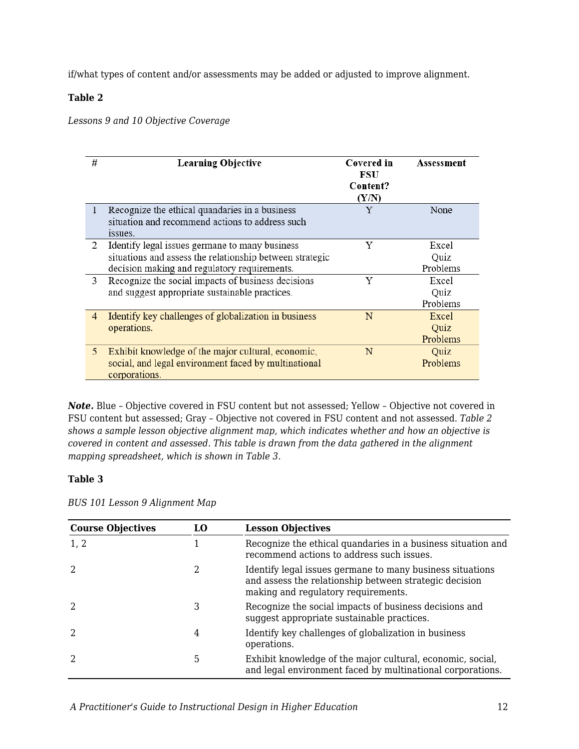if/what types of content and/or assessments may be added or adjusted to improve alignment.

**Table 2**

*Lessons 9 and 10 Objective Coverage*

| # | Learning Objective | Covered in FSU Content? (Y/N) | Assessment |
|---|---|---|---|
| 1 | Recognize the ethical quandaries in a business situation and recommend actions to address such issues. | Y | None |
| 2 | Identify legal issues germane to many business situations and assess the relationship between strategic decision making and regulatory requirements. | Y | Excel Quiz Problems |
| 3 | Recognize the social impacts of business decisions and suggest appropriate sustainable practices. | Y | Excel Quiz Problems |
| 4 | Identify key challenges of globalization in business operations. | N | Excel Quiz Problems |
| 5 | Exhibit knowledge of the major cultural, economic, social, and legal environment faced by multinational corporations. | N | Quiz Problems |

***Note.*** Blue – Objective covered in FSU content but not assessed; Yellow – Objective not covered in FSU content but assessed; Gray – Objective not covered in FSU content and not assessed. *Table 2 shows a sample lesson objective alignment map, which indicates whether and how an objective is covered in content and assessed. This table is drawn from the data gathered in the alignment mapping spreadsheet, which is shown in Table 3.*

**Table 3**

*BUS 101 Lesson 9 Alignment Map*

| Course Objectives | LO | Lesson Objectives |
|---|---|---|
| 1, 2 | 1 | Recognize the ethical quandaries in a business situation and recommend actions to address such issues. |
| 2 | 2 | Identify legal issues germane to many business situations and assess the relationship between strategic decision making and regulatory requirements. |
| 2 | 3 | Recognize the social impacts of business decisions and suggest appropriate sustainable practices. |
| 2 | 4 | Identify key challenges of globalization in business operations. |
| 2 | 5 | Exhibit knowledge of the major cultural, economic, social, and legal environment faced by multinational corporations. |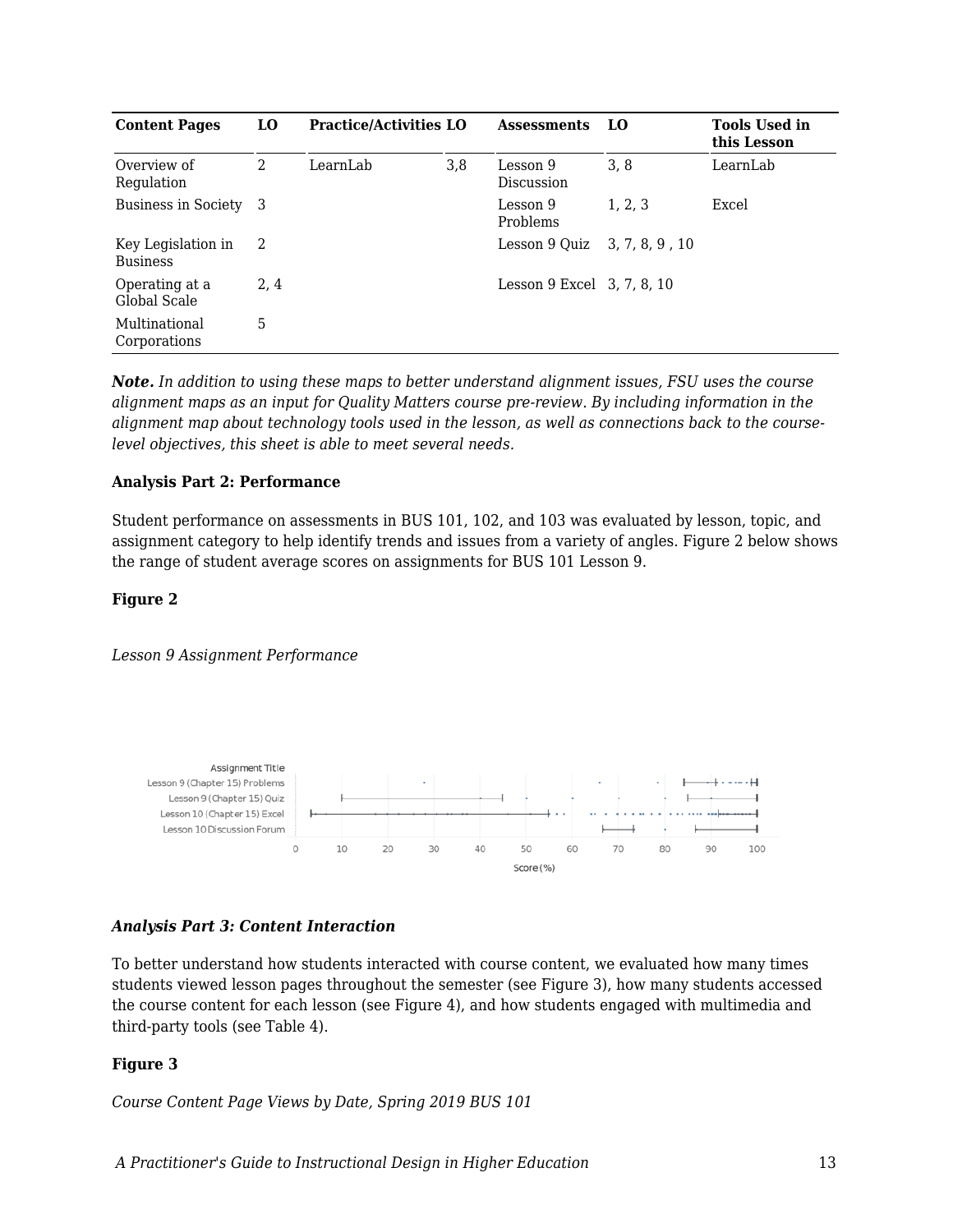| Content Pages | LO | Practice/Activities | LO | Assessments | LO | Tools Used in this Lesson |
|---|---|---|---|---|---|---|
| Overview of Regulation | 2 | LearnLab | 3,8 | Lesson 9 Discussion | 3, 8 | LearnLab |
| Business in Society | 3 | | | Lesson 9 Problems | 1, 2, 3 | Excel |
| Key Legislation in Business | 2 | | | Lesson 9 Quiz | 3, 7, 8, 9 , 10 | |
| Operating at a Global Scale | 2, 4 | | | Lesson 9 Excel | 3, 7, 8, 10 | |
| Multinational Corporations | 5 | | | | | |

***Note.*** *In addition to using these maps to better understand alignment issues, FSU uses the course alignment maps as an input for Quality Matters course pre-review. By including information in the alignment map about technology tools used in the lesson, as well as connections back to the course-level objectives, this sheet is able to meet several needs.*

**Analysis Part 2: Performance**

Student performance on assessments in BUS 101, 102, and 103 was evaluated by lesson, topic, and assignment category to help identify trends and issues from a variety of angles. Figure 2 below shows the range of student average scores on assignments for BUS 101 Lesson 9.

**Figure 2**

*Lesson 9 Assignment Performance*

***Analysis Part 3: Content Interaction***

To better understand how students interacted with course content, we evaluated how many times students viewed lesson pages throughout the semester (see Figure 3), how many students accessed the course content for each lesson (see Figure 4), and how students engaged with multimedia and third-party tools (see Table 4).

**Figure 3**

*Course Content Page Views by Date, Spring 2019 BUS 101*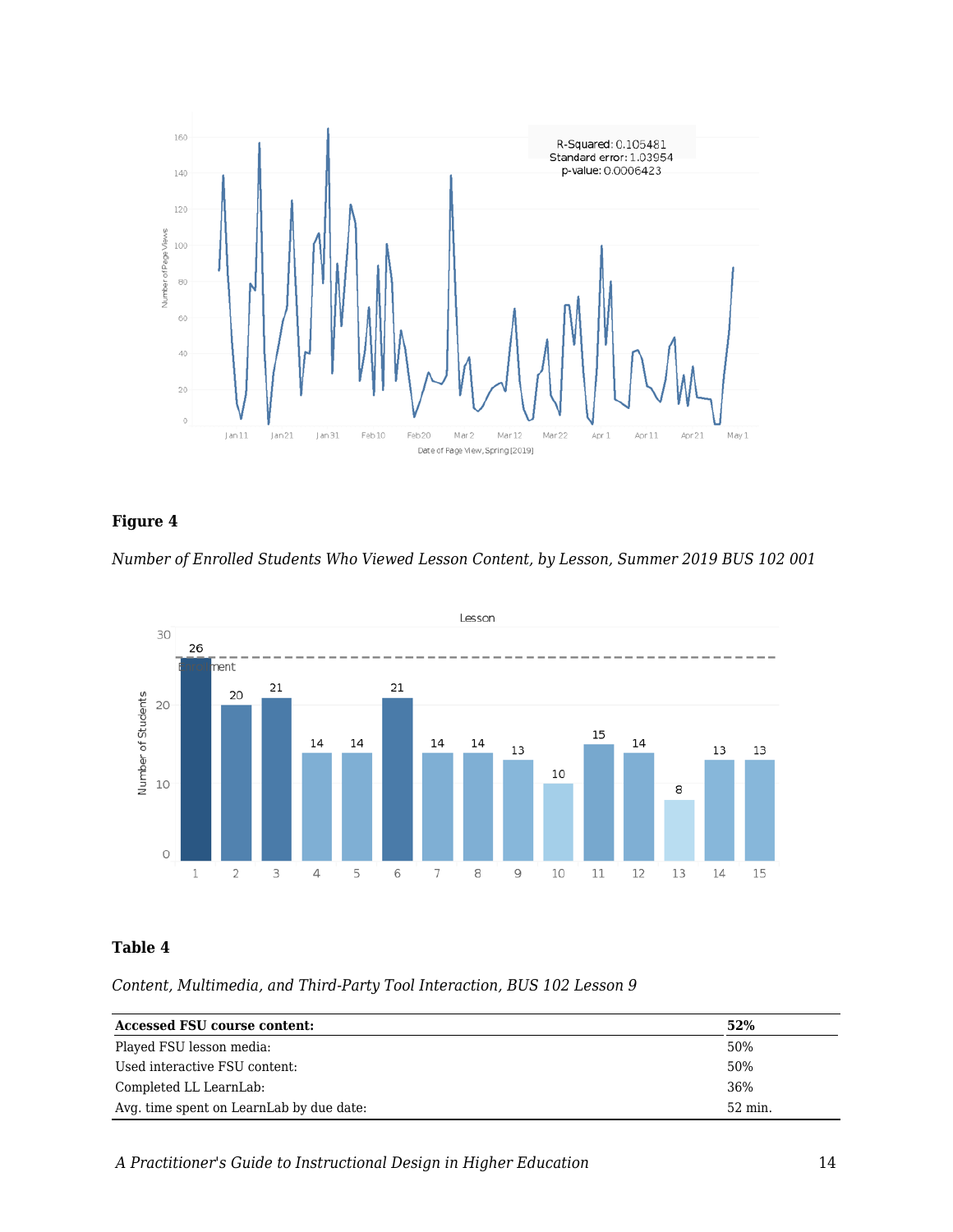**Figure 4**

*Number of Enrolled Students Who Viewed Lesson Content, by Lesson, Summer 2019 BUS 102 001*

**Table 4**

*Content, Multimedia, and Third-Party Tool Interaction, BUS 102 Lesson 9*

| **Accessed FSU course content:** | **52%** |
|---|---|
| Played FSU lesson media: | 50% |
| Used interactive FSU content: | 50% |
| Completed LL LearnLab: | 36% |
| Avg. time spent on LearnLab by due date: | 52 min. |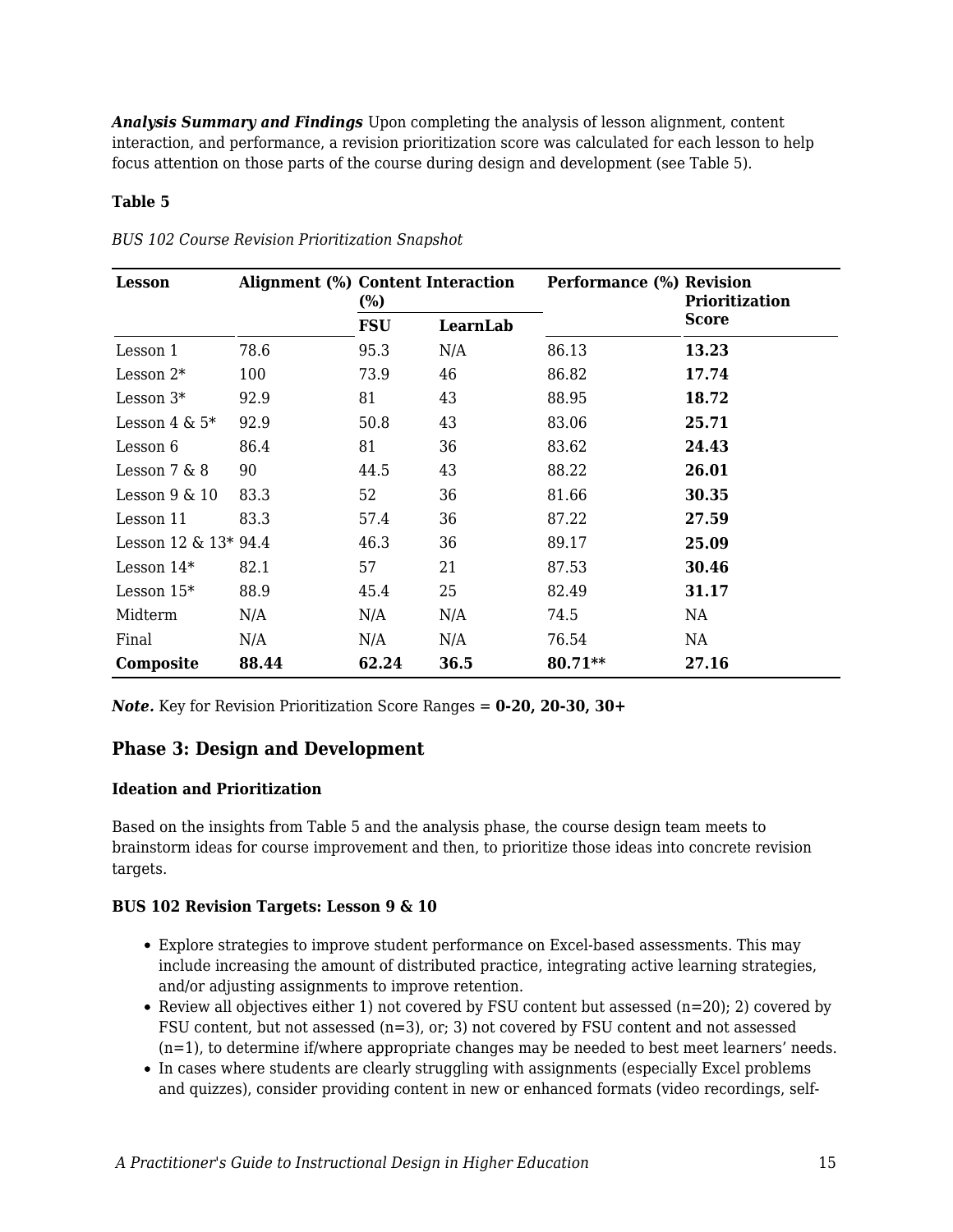***Analysis Summary and Findings*** Upon completing the analysis of lesson alignment, content interaction, and performance, a revision prioritization score was calculated for each lesson to help focus attention on those parts of the course during design and development (see Table 5).

**Table 5**

*BUS 102 Course Revision Prioritization Snapshot*

| Lesson | Alignment (%) | Content Interaction (%) | | Performance (%) | Revision Prioritization Score |
|---|---|---|---|---|---|
| | | FSU | LearnLab | | |
| Lesson 1 | 78.6 | 95.3 | N/A | 86.13 | **13.23** |
| Lesson 2* | 100 | 73.9 | 46 | 86.82 | **17.74** |
| Lesson 3* | 92.9 | 81 | 43 | 88.95 | **18.72** |
| Lesson 4 & 5* | 92.9 | 50.8 | 43 | 83.06 | **25.71** |
| Lesson 6 | 86.4 | 81 | 36 | 83.62 | **24.43** |
| Lesson 7 & 8 | 90 | 44.5 | 43 | 88.22 | **26.01** |
| Lesson 9 & 10 | 83.3 | 52 | 36 | 81.66 | **30.35** |
| Lesson 11 | 83.3 | 57.4 | 36 | 87.22 | **27.59** |
| Lesson 12 & 13* | 94.4 | 46.3 | 36 | 89.17 | **25.09** |
| Lesson 14* | 82.1 | 57 | 21 | 87.53 | **30.46** |
| Lesson 15* | 88.9 | 45.4 | 25 | 82.49 | **31.17** |
| Midterm | N/A | N/A | N/A | 74.5 | NA |
| Final | N/A | N/A | N/A | 76.54 | NA |
| **Composite** | **88.44** | **62.24** | **36.5** | **80.71**** | **27.16** |

***Note.*** Key for Revision Prioritization Score Ranges = **0-20, 20-30, 30+**

## Phase 3: Design and Development

### Ideation and Prioritization

Based on the insights from Table 5 and the analysis phase, the course design team meets to brainstorm ideas for course improvement and then, to prioritize those ideas into concrete revision targets.

#### BUS 102 Revision Targets: Lesson 9 & 10

- Explore strategies to improve student performance on Excel-based assessments. This may include increasing the amount of distributed practice, integrating active learning strategies, and/or adjusting assignments to improve retention.
- Review all objectives either 1) not covered by FSU content but assessed (n=20); 2) covered by FSU content, but not assessed (n=3), or; 3) not covered by FSU content and not assessed (n=1), to determine if/where appropriate changes may be needed to best meet learners' needs.
- In cases where students are clearly struggling with assignments (especially Excel problems and quizzes), consider providing content in new or enhanced formats (video recordings, self-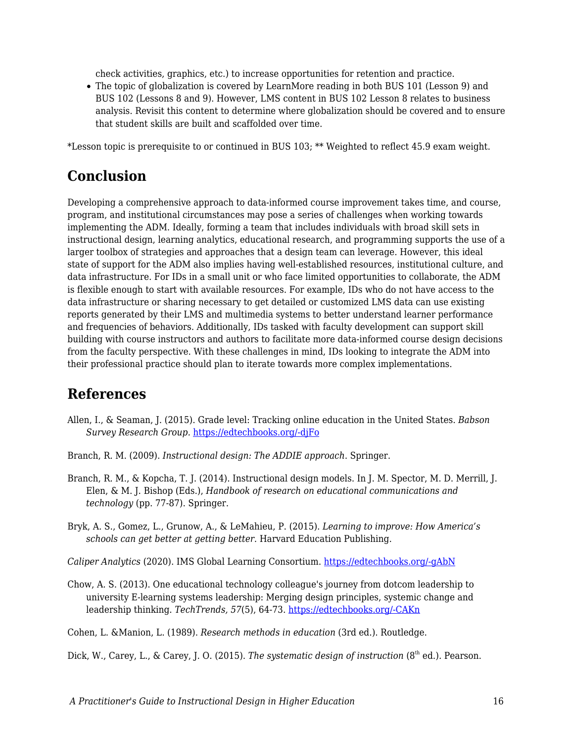check activities, graphics, etc.) to increase opportunities for retention and practice.
- The topic of globalization is covered by LearnMore reading in both BUS 101 (Lesson 9) and BUS 102 (Lessons 8 and 9). However, LMS content in BUS 102 Lesson 8 relates to business analysis. Revisit this content to determine where globalization should be covered and to ensure that student skills are built and scaffolded over time.

*Lesson topic is prerequisite to or continued in BUS 103; ** Weighted to reflect 45.9 exam weight.

## Conclusion

Developing a comprehensive approach to data-informed course improvement takes time, and course, program, and institutional circumstances may pose a series of challenges when working towards implementing the ADM. Ideally, forming a team that includes individuals with broad skill sets in instructional design, learning analytics, educational research, and programming supports the use of a larger toolbox of strategies and approaches that a design team can leverage. However, this ideal state of support for the ADM also implies having well-established resources, institutional culture, and data infrastructure. For IDs in a small unit or who face limited opportunities to collaborate, the ADM is flexible enough to start with available resources. For example, IDs who do not have access to the data infrastructure or sharing necessary to get detailed or customized LMS data can use existing reports generated by their LMS and multimedia systems to better understand learner performance and frequencies of behaviors. Additionally, IDs tasked with faculty development can support skill building with course instructors and authors to facilitate more data-informed course design decisions from the faculty perspective. With these challenges in mind, IDs looking to integrate the ADM into their professional practice should plan to iterate towards more complex implementations.

## References

Allen, I., & Seaman, J. (2015). Grade level: Tracking online education in the United States. *Babson Survey Research Group*. [https://edtechbooks.org/-djFo](https://edtechbooks.org/-djFo)

Branch, R. M. (2009). *Instructional design: The ADDIE approach*. Springer.

Branch, R. M., & Kopcha, T. J. (2014). Instructional design models. In J. M. Spector, M. D. Merrill, J. Elen, & M. J. Bishop (Eds.), *Handbook of research on educational communications and technology* (pp. 77-87). Springer.

Bryk, A. S., Gomez, L., Grunow, A., & LeMahieu, P. (2015). *Learning to improve: How America's schools can get better at getting better*. Harvard Education Publishing.

*Caliper Analytics* (2020). IMS Global Learning Consortium. [https://edtechbooks.org/-gAbN](https://edtechbooks.org/-gAbN)

Chow, A. S. (2013). One educational technology colleague's journey from dotcom leadership to university E-learning systems leadership: Merging design principles, systemic change and leadership thinking. *TechTrends, 57*(5), 64-73. [https://edtechbooks.org/-CAKn](https://edtechbooks.org/-CAKn)

Cohen, L. &Manion, L. (1989). *Research methods in education* (3rd ed.). Routledge.

Dick, W., Carey, L., & Carey, J. O. (2015). *The systematic design of instruction* (8th ed.). Pearson.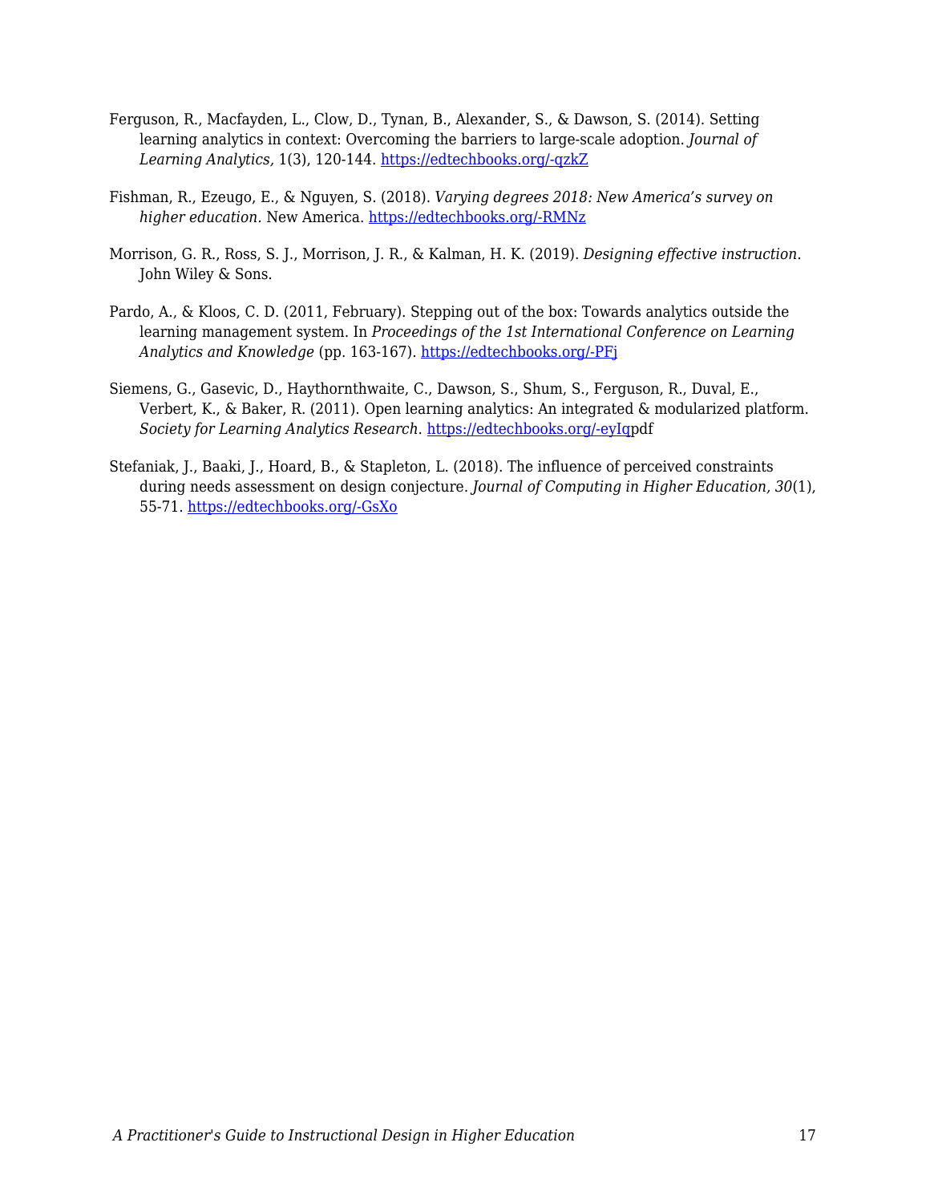Ferguson, R., Macfayden, L., Clow, D., Tynan, B., Alexander, S., & Dawson, S. (2014). Setting learning analytics in context: Overcoming the barriers to large-scale adoption. *Journal of Learning Analytics,* 1(3), 120-144. [https://edtechbooks.org/-qzkZ](https://edtechbooks.org/-qzkZ)

Fishman, R., Ezeugo, E., & Nguyen, S. (2018). *Varying degrees 2018: New America's survey on higher education.* New America. [https://edtechbooks.org/-RMNz](https://edtechbooks.org/-RMNz)

Morrison, G. R., Ross, S. J., Morrison, J. R., & Kalman, H. K. (2019). *Designing effective instruction.* John Wiley & Sons.

Pardo, A., & Kloos, C. D. (2011, February). Stepping out of the box: Towards analytics outside the learning management system. In *Proceedings of the 1st International Conference on Learning Analytics and Knowledge* (pp. 163-167). [https://edtechbooks.org/-PFj](https://edtechbooks.org/-PFj)

Siemens, G., Gasevic, D., Haythornthwaite, C., Dawson, S., Shum, S., Ferguson, R., Duval, E., Verbert, K., & Baker, R. (2011). Open learning analytics: An integrated & modularized platform. *Society for Learning Analytics Research*. [https://edtechbooks.org/-eyIq](https://edtechbooks.org/-eyIq)pdf

Stefaniak, J., Baaki, J., Hoard, B., & Stapleton, L. (2018). The influence of perceived constraints during needs assessment on design conjecture. *Journal of Computing in Higher Education, 30*(1), 55-71. [https://edtechbooks.org/-GsXo](https://edtechbooks.org/-GsXo)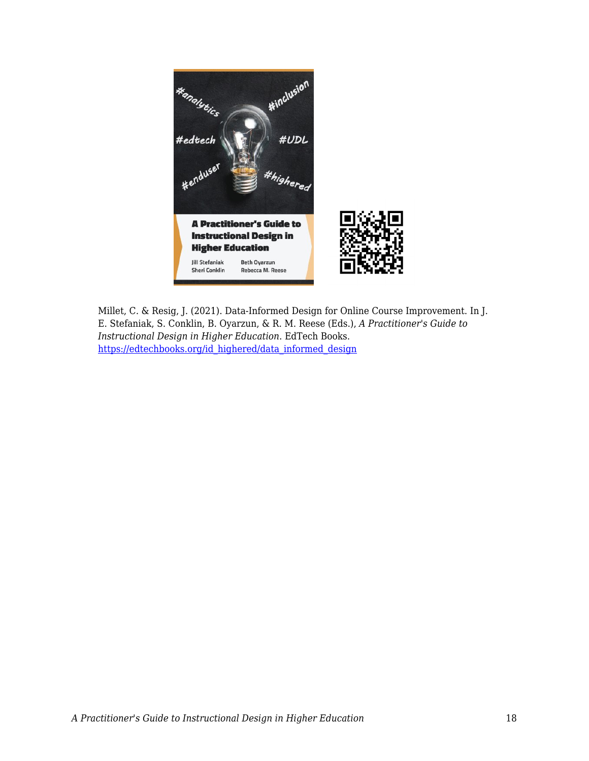Millet, C. & Resig, J. (2021). Data-Informed Design for Online Course Improvement. In J. E. Stefaniak, S. Conklin, B. Oyarzun, & R. M. Reese (Eds.), *A Practitioner's Guide to Instructional Design in Higher Education*. EdTech Books. https://edtechbooks.org/id_highered/data_informed_design